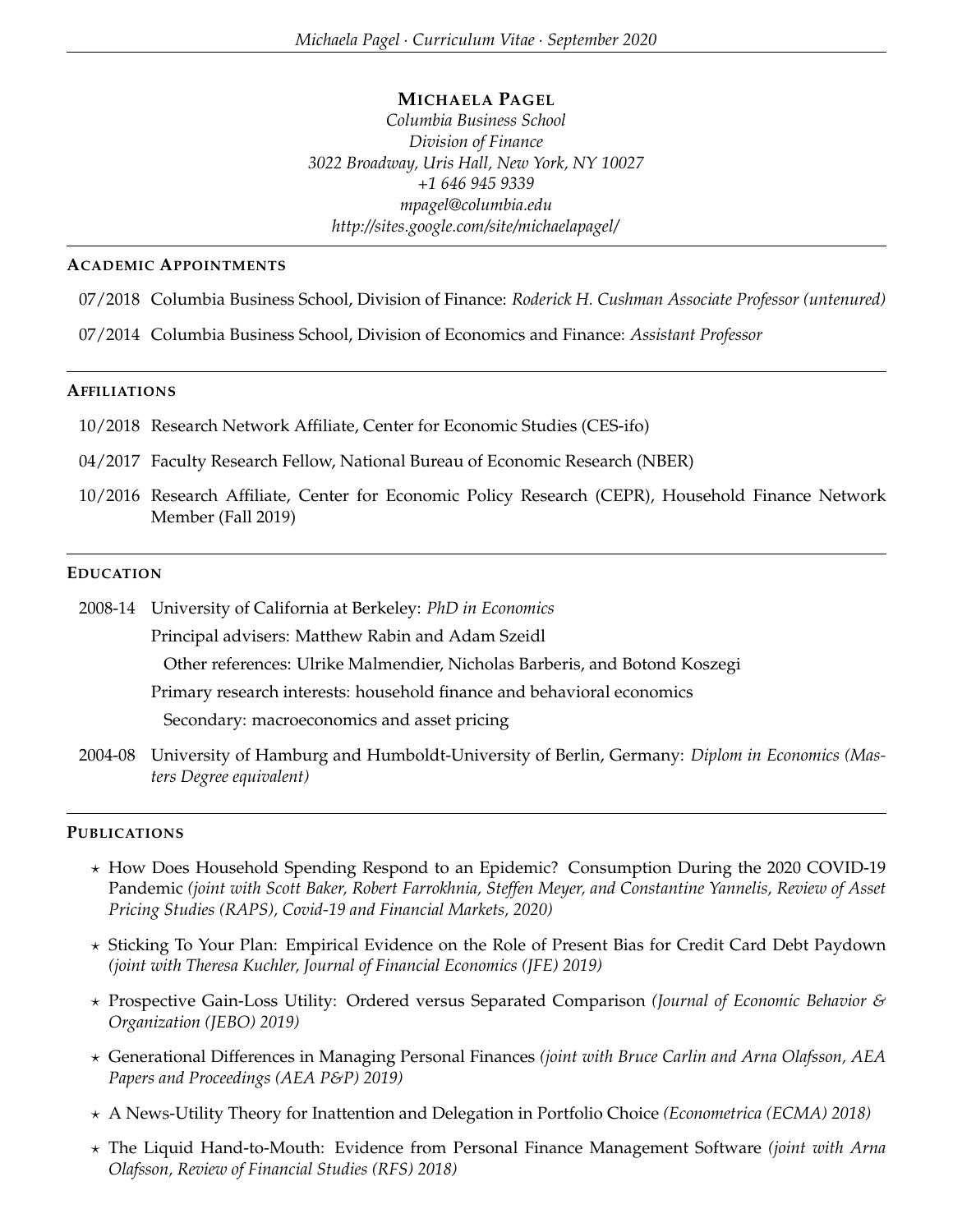# Michaela Pagel

*Columbia Business School*
*Division of Finance*
*3022 Broadway, Uris Hall, New York, NY 10027*
*+1 646 945 9339*
*mpagel@columbia.edu*
*http://sites.google.com/site/michaelapagel/*

## Academic Appointments

07/2018 Columbia Business School, Division of Finance: *Roderick H. Cushman Associate Professor (untenured)*

07/2014 Columbia Business School, Division of Economics and Finance: *Assistant Professor*

## Affiliations

10/2018 Research Network Affiliate, Center for Economic Studies (CES-ifo)

04/2017 Faculty Research Fellow, National Bureau of Economic Research (NBER)

10/2016 Research Affiliate, Center for Economic Policy Research (CEPR), Household Finance Network Member (Fall 2019)

## Education

2008-14 University of California at Berkeley: *PhD in Economics*

Principal advisers: Matthew Rabin and Adam Szeidl

Other references: Ulrike Malmendier, Nicholas Barberis, and Botond Koszegi

Primary research interests: household finance and behavioral economics

Secondary: macroeconomics and asset pricing

2004-08 University of Hamburg and Humboldt-University of Berlin, Germany: *Diplom in Economics (Masters Degree equivalent)*

## Publications

- ⋆ How Does Household Spending Respond to an Epidemic? Consumption During the 2020 COVID-19 Pandemic *(joint with Scott Baker, Robert Farrokhnia, Steffen Meyer, and Constantine Yannelis, Review of Asset Pricing Studies (RAPS), Covid-19 and Financial Markets, 2020)*
- ⋆ Sticking To Your Plan: Empirical Evidence on the Role of Present Bias for Credit Card Debt Paydown *(joint with Theresa Kuchler, Journal of Financial Economics (JFE) 2019)*
- ⋆ Prospective Gain-Loss Utility: Ordered versus Separated Comparison *(Journal of Economic Behavior & Organization (JEBO) 2019)*
- ⋆ Generational Differences in Managing Personal Finances *(joint with Bruce Carlin and Arna Olafsson, AEA Papers and Proceedings (AEA P&P) 2019)*
- ⋆ A News-Utility Theory for Inattention and Delegation in Portfolio Choice *(Econometrica (ECMA) 2018)*
- ⋆ The Liquid Hand-to-Mouth: Evidence from Personal Finance Management Software *(joint with Arna Olafsson, Review of Financial Studies (RFS) 2018)*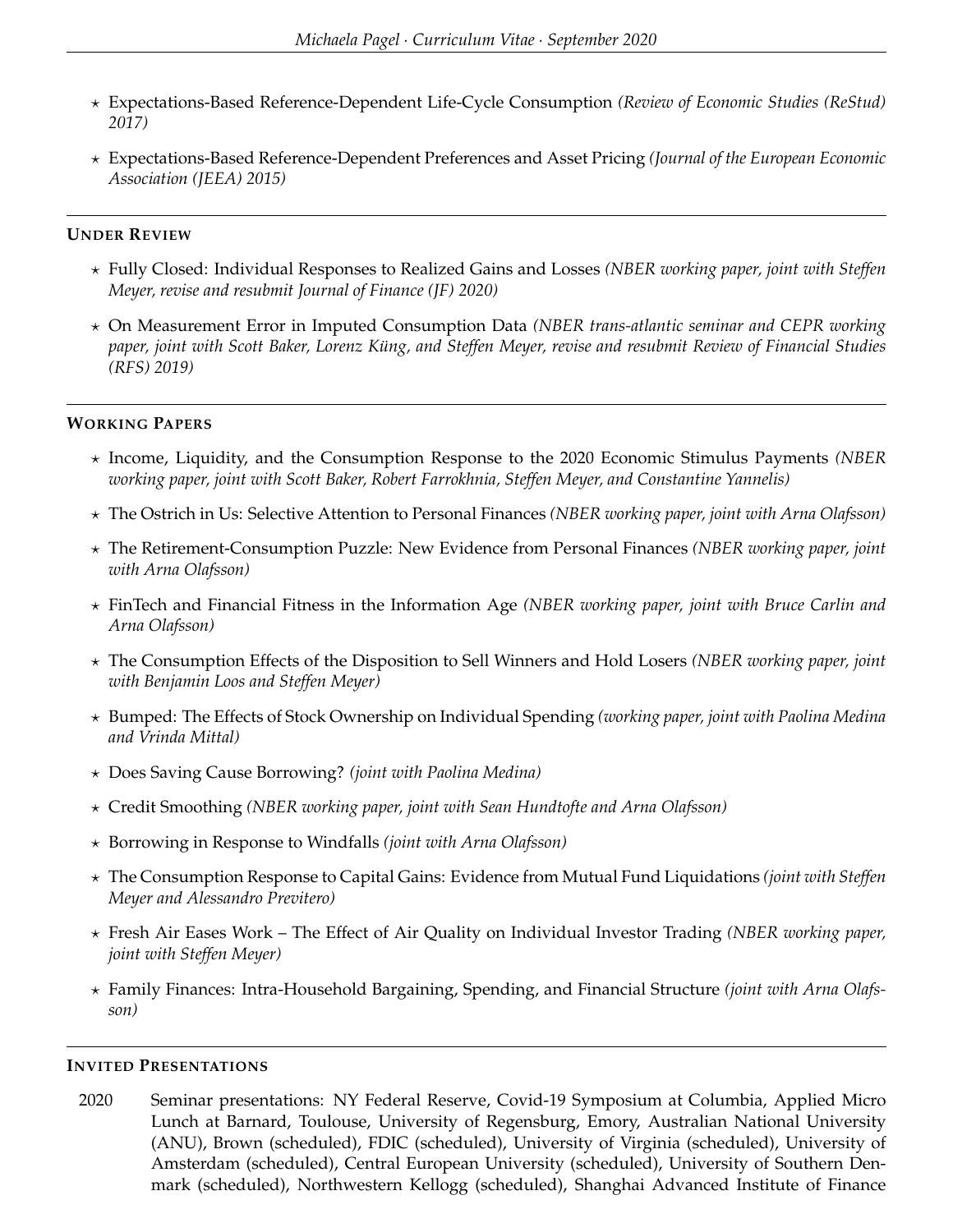- ⋆ Expectations-Based Reference-Dependent Life-Cycle Consumption *(Review of Economic Studies (ReStud) 2017)*

- ⋆ Expectations-Based Reference-Dependent Preferences and Asset Pricing *(Journal of the European Economic Association (JEEA) 2015)*

## UNDER REVIEW

- ⋆ Fully Closed: Individual Responses to Realized Gains and Losses *(NBER working paper, joint with Steffen Meyer, revise and resubmit Journal of Finance (JF) 2020)*

- ⋆ On Measurement Error in Imputed Consumption Data *(NBER trans-atlantic seminar and CEPR working paper, joint with Scott Baker, Lorenz Küng, and Steffen Meyer, revise and resubmit Review of Financial Studies (RFS) 2019)*

## WORKING PAPERS

- ⋆ Income, Liquidity, and the Consumption Response to the 2020 Economic Stimulus Payments *(NBER working paper, joint with Scott Baker, Robert Farrokhnia, Steffen Meyer, and Constantine Yannelis)*

- ⋆ The Ostrich in Us: Selective Attention to Personal Finances *(NBER working paper, joint with Arna Olafsson)*

- ⋆ The Retirement-Consumption Puzzle: New Evidence from Personal Finances *(NBER working paper, joint with Arna Olafsson)*

- ⋆ FinTech and Financial Fitness in the Information Age *(NBER working paper, joint with Bruce Carlin and Arna Olafsson)*

- ⋆ The Consumption Effects of the Disposition to Sell Winners and Hold Losers *(NBER working paper, joint with Benjamin Loos and Steffen Meyer)*

- ⋆ Bumped: The Effects of Stock Ownership on Individual Spending *(working paper, joint with Paolina Medina and Vrinda Mittal)*

- ⋆ Does Saving Cause Borrowing? *(joint with Paolina Medina)*

- ⋆ Credit Smoothing *(NBER working paper, joint with Sean Hundtofte and Arna Olafsson)*

- ⋆ Borrowing in Response to Windfalls *(joint with Arna Olafsson)*

- ⋆ The Consumption Response to Capital Gains: Evidence from Mutual Fund Liquidations *(joint with Steffen Meyer and Alessandro Previtero)*

- ⋆ Fresh Air Eases Work – The Effect of Air Quality on Individual Investor Trading *(NBER working paper, joint with Steffen Meyer)*

- ⋆ Family Finances: Intra-Household Bargaining, Spending, and Financial Structure *(joint with Arna Olafsson)*

## INVITED PRESENTATIONS

2020 Seminar presentations: NY Federal Reserve, Covid-19 Symposium at Columbia, Applied Micro Lunch at Barnard, Toulouse, University of Regensburg, Emory, Australian National University (ANU), Brown (scheduled), FDIC (scheduled), University of Virginia (scheduled), University of Amsterdam (scheduled), Central European University (scheduled), University of Southern Denmark (scheduled), Northwestern Kellogg (scheduled), Shanghai Advanced Institute of Finance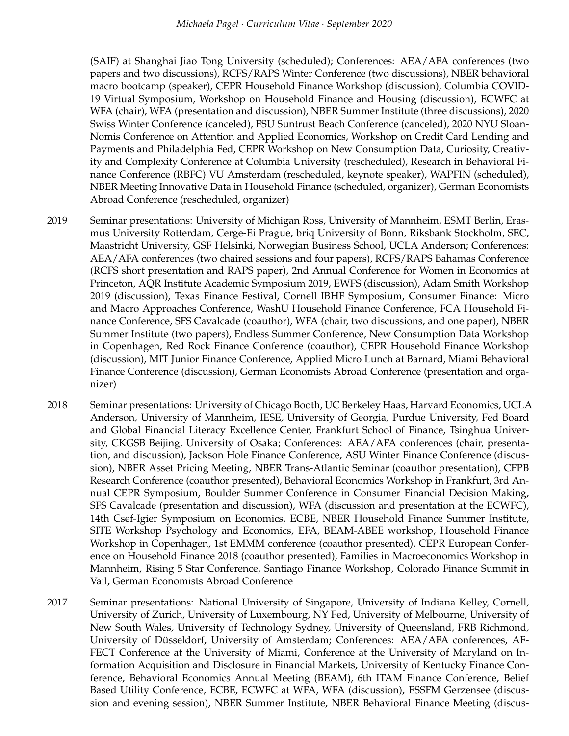(SAIF) at Shanghai Jiao Tong University (scheduled); Conferences: AEA/AFA conferences (two papers and two discussions), RCFS/RAPS Winter Conference (two discussions), NBER behavioral macro bootcamp (speaker), CEPR Household Finance Workshop (discussion), Columbia COVID-19 Virtual Symposium, Workshop on Household Finance and Housing (discussion), ECWFC at WFA (chair), WFA (presentation and discussion), NBER Summer Institute (three discussions), 2020 Swiss Winter Conference (canceled), FSU Suntrust Beach Conference (canceled), 2020 NYU Sloan-Nomis Conference on Attention and Applied Economics, Workshop on Credit Card Lending and Payments and Philadelphia Fed, CEPR Workshop on New Consumption Data, Curiosity, Creativity and Complexity Conference at Columbia University (rescheduled), Research in Behavioral Finance Conference (RBFC) VU Amsterdam (rescheduled, keynote speaker), WAPFIN (scheduled), NBER Meeting Innovative Data in Household Finance (scheduled, organizer), German Economists Abroad Conference (rescheduled, organizer)

2019 Seminar presentations: University of Michigan Ross, University of Mannheim, ESMT Berlin, Erasmus University Rotterdam, Cerge-Ei Prague, briq University of Bonn, Riksbank Stockholm, SEC, Maastricht University, GSF Helsinki, Norwegian Business School, UCLA Anderson; Conferences: AEA/AFA conferences (two chaired sessions and four papers), RCFS/RAPS Bahamas Conference (RCFS short presentation and RAPS paper), 2nd Annual Conference for Women in Economics at Princeton, AQR Institute Academic Symposium 2019, EWFS (discussion), Adam Smith Workshop 2019 (discussion), Texas Finance Festival, Cornell IBHF Symposium, Consumer Finance: Micro and Macro Approaches Conference, WashU Household Finance Conference, FCA Household Finance Conference, SFS Cavalcade (coauthor), WFA (chair, two discussions, and one paper), NBER Summer Institute (two papers), Endless Summer Conference, New Consumption Data Workshop in Copenhagen, Red Rock Finance Conference (coauthor), CEPR Household Finance Workshop (discussion), MIT Junior Finance Conference, Applied Micro Lunch at Barnard, Miami Behavioral Finance Conference (discussion), German Economists Abroad Conference (presentation and organizer)

2018 Seminar presentations: University of Chicago Booth, UC Berkeley Haas, Harvard Economics, UCLA Anderson, University of Mannheim, IESE, University of Georgia, Purdue University, Fed Board and Global Financial Literacy Excellence Center, Frankfurt School of Finance, Tsinghua University, CKGSB Beijing, University of Osaka; Conferences: AEA/AFA conferences (chair, presentation, and discussion), Jackson Hole Finance Conference, ASU Winter Finance Conference (discussion), NBER Asset Pricing Meeting, NBER Trans-Atlantic Seminar (coauthor presentation), CFPB Research Conference (coauthor presented), Behavioral Economics Workshop in Frankfurt, 3rd Annual CEPR Symposium, Boulder Summer Conference in Consumer Financial Decision Making, SFS Cavalcade (presentation and discussion), WFA (discussion and presentation at the ECWFC), 14th Csef-Igier Symposium on Economics, ECBE, NBER Household Finance Summer Institute, SITE Workshop Psychology and Economics, EFA, BEAM-ABEE workshop, Household Finance Workshop in Copenhagen, 1st EMMM conference (coauthor presented), CEPR European Conference on Household Finance 2018 (coauthor presented), Families in Macroeconomics Workshop in Mannheim, Rising 5 Star Conference, Santiago Finance Workshop, Colorado Finance Summit in Vail, German Economists Abroad Conference

2017 Seminar presentations: National University of Singapore, University of Indiana Kelley, Cornell, University of Zurich, University of Luxembourg, NY Fed, University of Melbourne, University of New South Wales, University of Technology Sydney, University of Queensland, FRB Richmond, University of Düsseldorf, University of Amsterdam; Conferences: AEA/AFA conferences, AFFECT Conference at the University of Miami, Conference at the University of Maryland on Information Acquisition and Disclosure in Financial Markets, University of Kentucky Finance Conference, Behavioral Economics Annual Meeting (BEAM), 6th ITAM Finance Conference, Belief Based Utility Conference, ECBE, ECWFC at WFA, WFA (discussion), ESSFM Gerzensee (discussion and evening session), NBER Summer Institute, NBER Behavioral Finance Meeting (discus-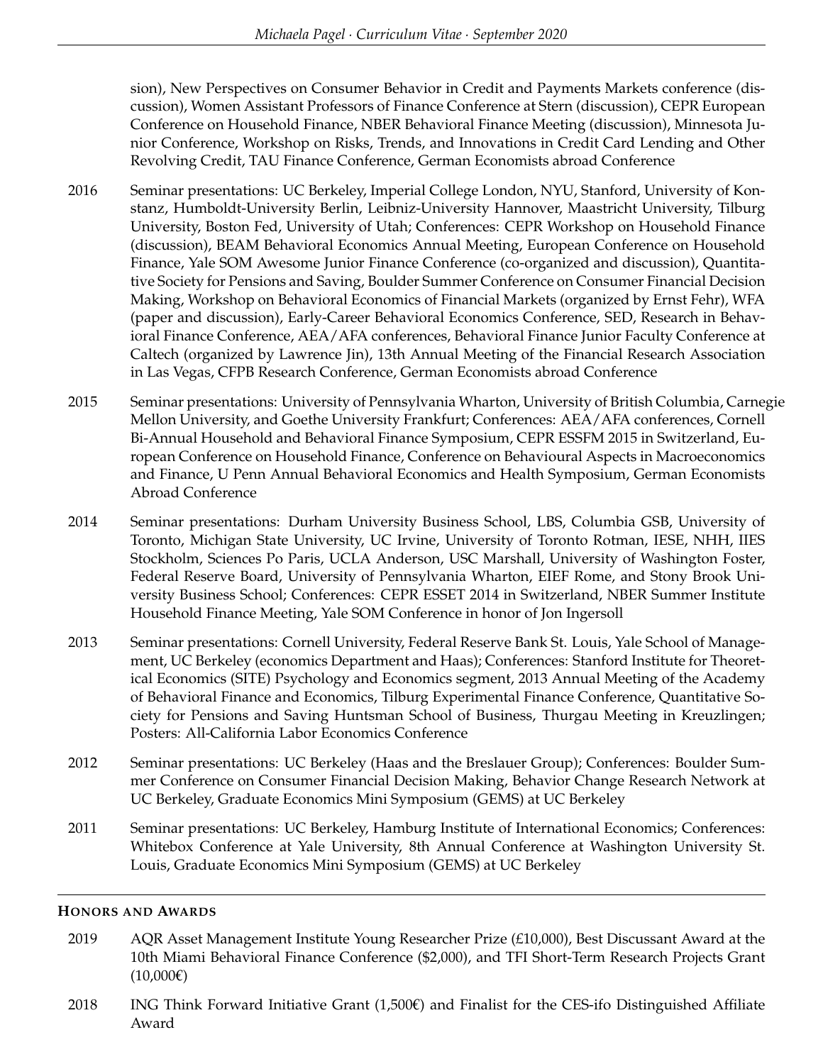sion), New Perspectives on Consumer Behavior in Credit and Payments Markets conference (discussion), Women Assistant Professors of Finance Conference at Stern (discussion), CEPR European Conference on Household Finance, NBER Behavioral Finance Meeting (discussion), Minnesota Junior Conference, Workshop on Risks, Trends, and Innovations in Credit Card Lending and Other Revolving Credit, TAU Finance Conference, German Economists abroad Conference

2016 Seminar presentations: UC Berkeley, Imperial College London, NYU, Stanford, University of Konstanz, Humboldt-University Berlin, Leibniz-University Hannover, Maastricht University, Tilburg University, Boston Fed, University of Utah; Conferences: CEPR Workshop on Household Finance (discussion), BEAM Behavioral Economics Annual Meeting, European Conference on Household Finance, Yale SOM Awesome Junior Finance Conference (co-organized and discussion), Quantitative Society for Pensions and Saving, Boulder Summer Conference on Consumer Financial Decision Making, Workshop on Behavioral Economics of Financial Markets (organized by Ernst Fehr), WFA (paper and discussion), Early-Career Behavioral Economics Conference, SED, Research in Behavioral Finance Conference, AEA/AFA conferences, Behavioral Finance Junior Faculty Conference at Caltech (organized by Lawrence Jin), 13th Annual Meeting of the Financial Research Association in Las Vegas, CFPB Research Conference, German Economists abroad Conference

2015 Seminar presentations: University of Pennsylvania Wharton, University of British Columbia, Carnegie Mellon University, and Goethe University Frankfurt; Conferences: AEA/AFA conferences, Cornell Bi-Annual Household and Behavioral Finance Symposium, CEPR ESSFM 2015 in Switzerland, European Conference on Household Finance, Conference on Behavioural Aspects in Macroeconomics and Finance, U Penn Annual Behavioral Economics and Health Symposium, German Economists Abroad Conference

2014 Seminar presentations: Durham University Business School, LBS, Columbia GSB, University of Toronto, Michigan State University, UC Irvine, University of Toronto Rotman, IESE, NHH, IIES Stockholm, Sciences Po Paris, UCLA Anderson, USC Marshall, University of Washington Foster, Federal Reserve Board, University of Pennsylvania Wharton, EIEF Rome, and Stony Brook University Business School; Conferences: CEPR ESSET 2014 in Switzerland, NBER Summer Institute Household Finance Meeting, Yale SOM Conference in honor of Jon Ingersoll

2013 Seminar presentations: Cornell University, Federal Reserve Bank St. Louis, Yale School of Management, UC Berkeley (economics Department and Haas); Conferences: Stanford Institute for Theoretical Economics (SITE) Psychology and Economics segment, 2013 Annual Meeting of the Academy of Behavioral Finance and Economics, Tilburg Experimental Finance Conference, Quantitative Society for Pensions and Saving Huntsman School of Business, Thurgau Meeting in Kreuzlingen; Posters: All-California Labor Economics Conference

2012 Seminar presentations: UC Berkeley (Haas and the Breslauer Group); Conferences: Boulder Summer Conference on Consumer Financial Decision Making, Behavior Change Research Network at UC Berkeley, Graduate Economics Mini Symposium (GEMS) at UC Berkeley

2011 Seminar presentations: UC Berkeley, Hamburg Institute of International Economics; Conferences: Whitebox Conference at Yale University, 8th Annual Conference at Washington University St. Louis, Graduate Economics Mini Symposium (GEMS) at UC Berkeley

## Honors and Awards

2019 AQR Asset Management Institute Young Researcher Prize (£10,000), Best Discussant Award at the 10th Miami Behavioral Finance Conference ($2,000), and TFI Short-Term Research Projects Grant (10,000€)

2018 ING Think Forward Initiative Grant (1,500€) and Finalist for the CES-ifo Distinguished Affiliate Award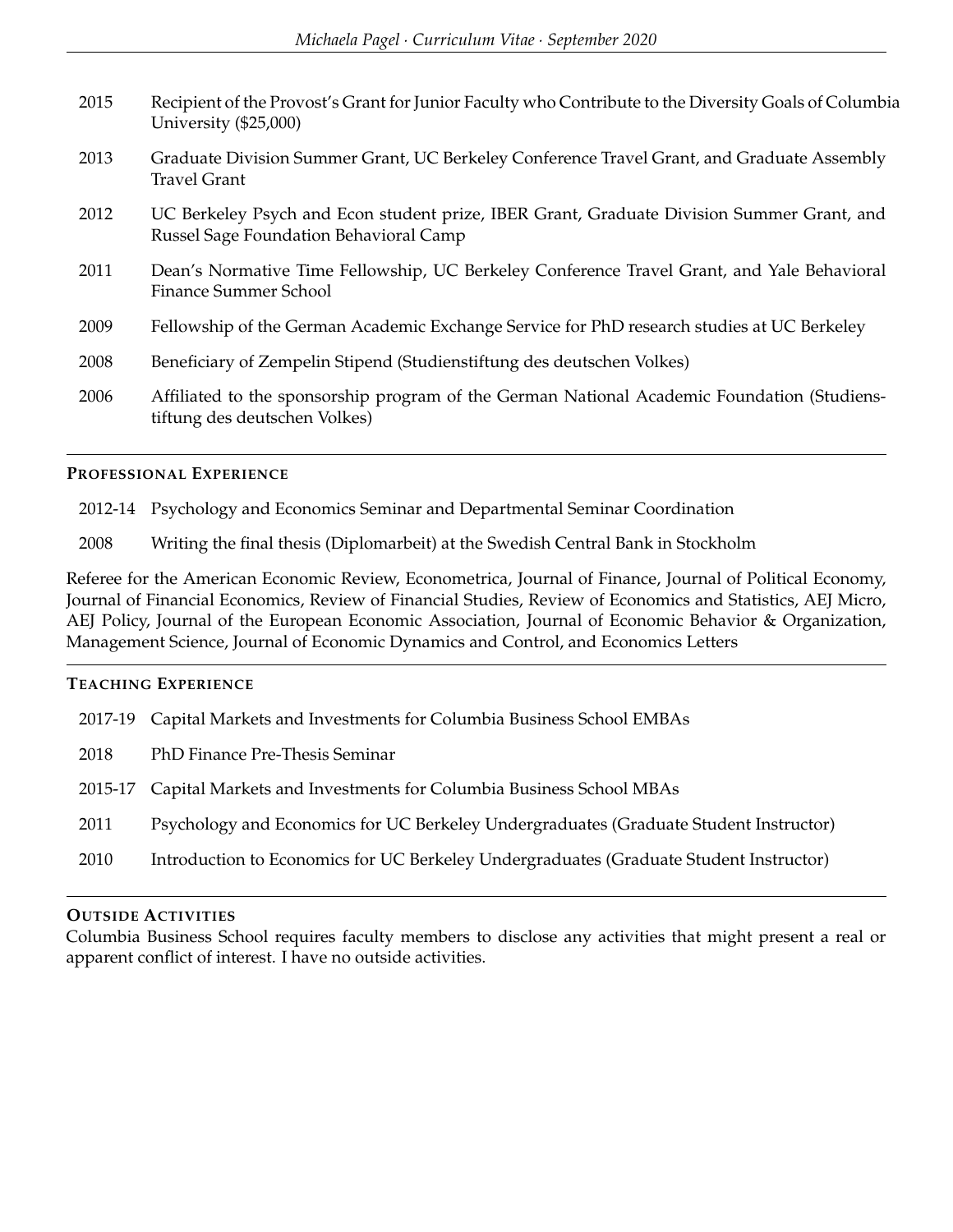2015 Recipient of the Provost's Grant for Junior Faculty who Contribute to the Diversity Goals of Columbia University ($25,000)

2013 Graduate Division Summer Grant, UC Berkeley Conference Travel Grant, and Graduate Assembly Travel Grant

2012 UC Berkeley Psych and Econ student prize, IBER Grant, Graduate Division Summer Grant, and Russel Sage Foundation Behavioral Camp

2011 Dean's Normative Time Fellowship, UC Berkeley Conference Travel Grant, and Yale Behavioral Finance Summer School

2009 Fellowship of the German Academic Exchange Service for PhD research studies at UC Berkeley

2008 Beneficiary of Zempelin Stipend (Studienstiftung des deutschen Volkes)

2006 Affiliated to the sponsorship program of the German National Academic Foundation (Studienstiftung des deutschen Volkes)

## Professional Experience

2012-14 Psychology and Economics Seminar and Departmental Seminar Coordination

2008 Writing the final thesis (Diplomarbeit) at the Swedish Central Bank in Stockholm

Referee for the American Economic Review, Econometrica, Journal of Finance, Journal of Political Economy, Journal of Financial Economics, Review of Financial Studies, Review of Economics and Statistics, AEJ Micro, AEJ Policy, Journal of the European Economic Association, Journal of Economic Behavior & Organization, Management Science, Journal of Economic Dynamics and Control, and Economics Letters

## Teaching Experience

2017-19 Capital Markets and Investments for Columbia Business School EMBAs

2018 PhD Finance Pre-Thesis Seminar

2015-17 Capital Markets and Investments for Columbia Business School MBAs

2011 Psychology and Economics for UC Berkeley Undergraduates (Graduate Student Instructor)

2010 Introduction to Economics for UC Berkeley Undergraduates (Graduate Student Instructor)

## Outside Activities

Columbia Business School requires faculty members to disclose any activities that might present a real or apparent conflict of interest. I have no outside activities.